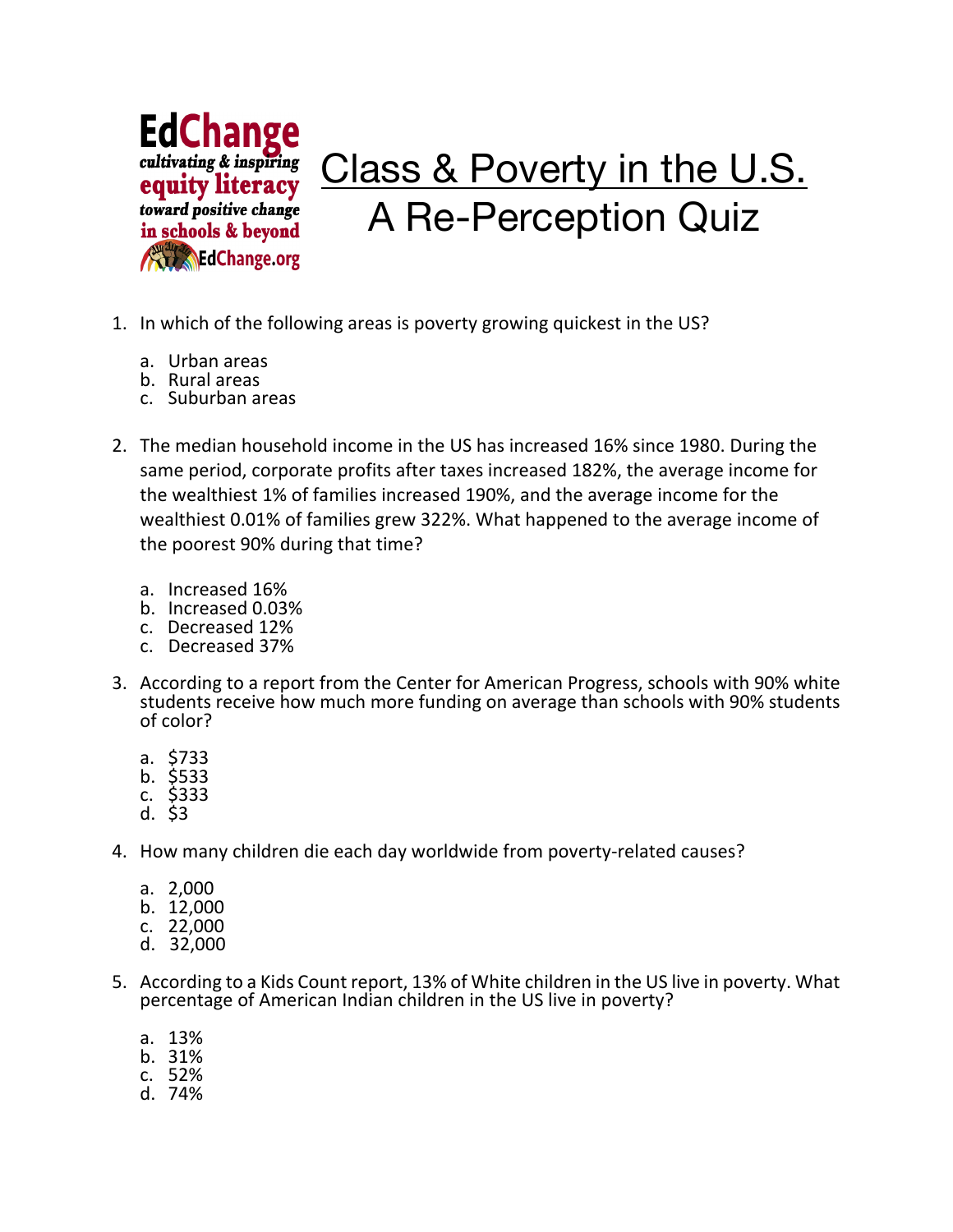EdChange
*cultivating & inspiring*
**equity literacy**
*toward positive change*
**in schools & beyond**
EdChange.org

# Class & Poverty in the U.S. A Re-Perception Quiz

1. In which of the following areas is poverty growing quickest in the US?

   a. Urban areas
   b. Rural areas
   c. Suburban areas

2. The median household income in the US has increased 16% since 1980. During the same period, corporate profits after taxes increased 182%, the average income for the wealthiest 1% of families increased 190%, and the average income for the wealthiest 0.01% of families grew 322%. What happened to the average income of the poorest 90% during that time?

   a. Increased 16%
   b. Increased 0.03%
   c. Decreased 12%
   c. Decreased 37%

3. According to a report from the Center for American Progress, schools with 90% white students receive how much more funding on average than schools with 90% students of color?

   a. $733
   b. $533
   c. $333
   d. $3

4. How many children die each day worldwide from poverty-related causes?

   a. 2,000
   b. 12,000
   c. 22,000
   d. 32,000

5. According to a Kids Count report, 13% of White children in the US live in poverty. What percentage of American Indian children in the US live in poverty?

   a. 13%
   b. 31%
   c. 52%
   d. 74%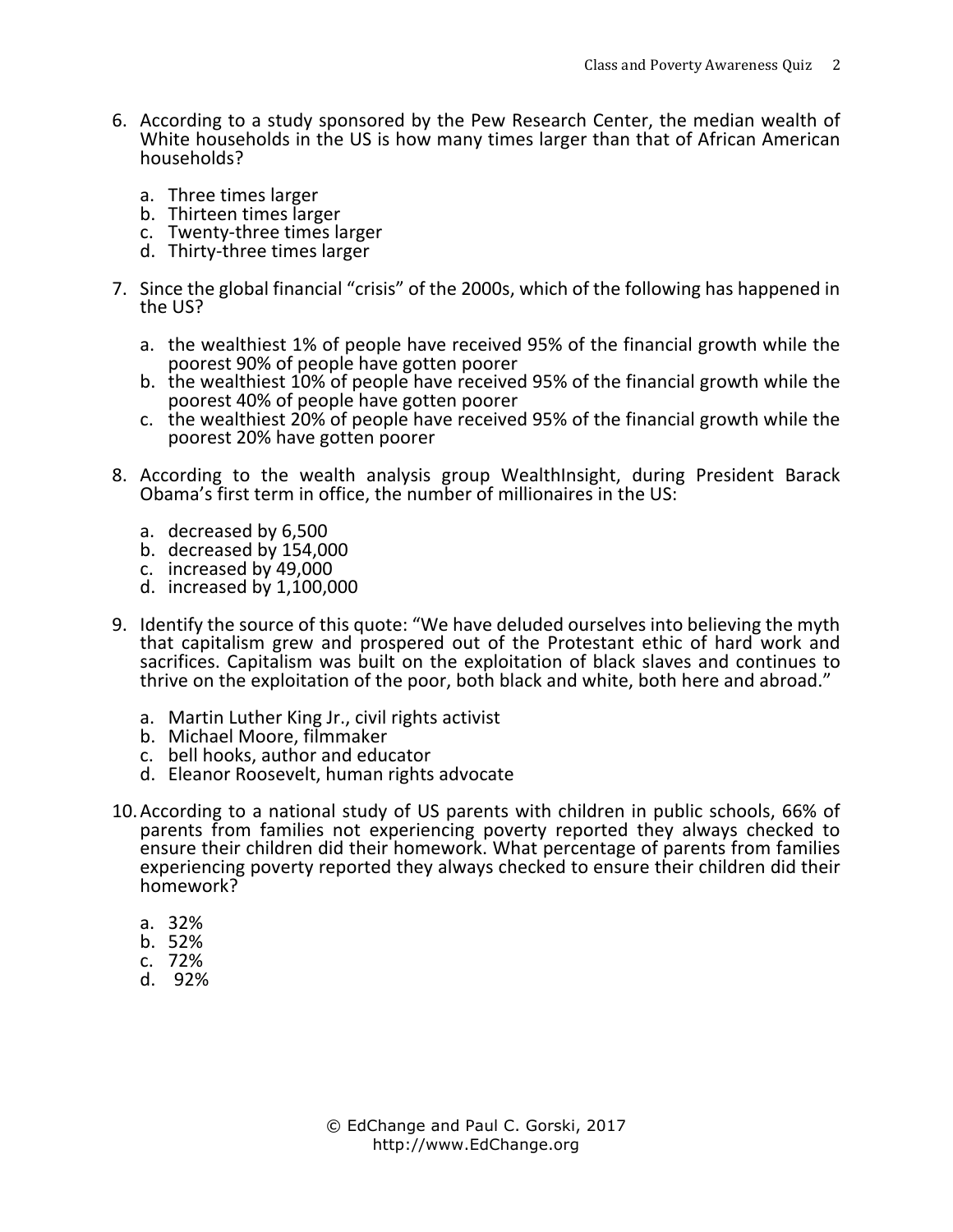6. According to a study sponsored by the Pew Research Center, the median wealth of White households in the US is how many times larger than that of African American households?

   a. Three times larger
   b. Thirteen times larger
   c. Twenty-three times larger
   d. Thirty-three times larger

7. Since the global financial "crisis" of the 2000s, which of the following has happened in the US?

   a. the wealthiest 1% of people have received 95% of the financial growth while the poorest 90% of people have gotten poorer
   b. the wealthiest 10% of people have received 95% of the financial growth while the poorest 40% of people have gotten poorer
   c. the wealthiest 20% of people have received 95% of the financial growth while the poorest 20% have gotten poorer

8. According to the wealth analysis group WealthInsight, during President Barack Obama's first term in office, the number of millionaires in the US:

   a. decreased by 6,500
   b. decreased by 154,000
   c. increased by 49,000
   d. increased by 1,100,000

9. Identify the source of this quote: "We have deluded ourselves into believing the myth that capitalism grew and prospered out of the Protestant ethic of hard work and sacrifices. Capitalism was built on the exploitation of black slaves and continues to thrive on the exploitation of the poor, both black and white, both here and abroad."

   a. Martin Luther King Jr., civil rights activist
   b. Michael Moore, filmmaker
   c. bell hooks, author and educator
   d. Eleanor Roosevelt, human rights advocate

10. According to a national study of US parents with children in public schools, 66% of parents from families not experiencing poverty reported they always checked to ensure their children did their homework. What percentage of parents from families experiencing poverty reported they always checked to ensure their children did their homework?

    a. 32%
    b. 52%
    c. 72%
    d. 92%

© EdChange and Paul C. Gorski, 2017
http://www.EdChange.org